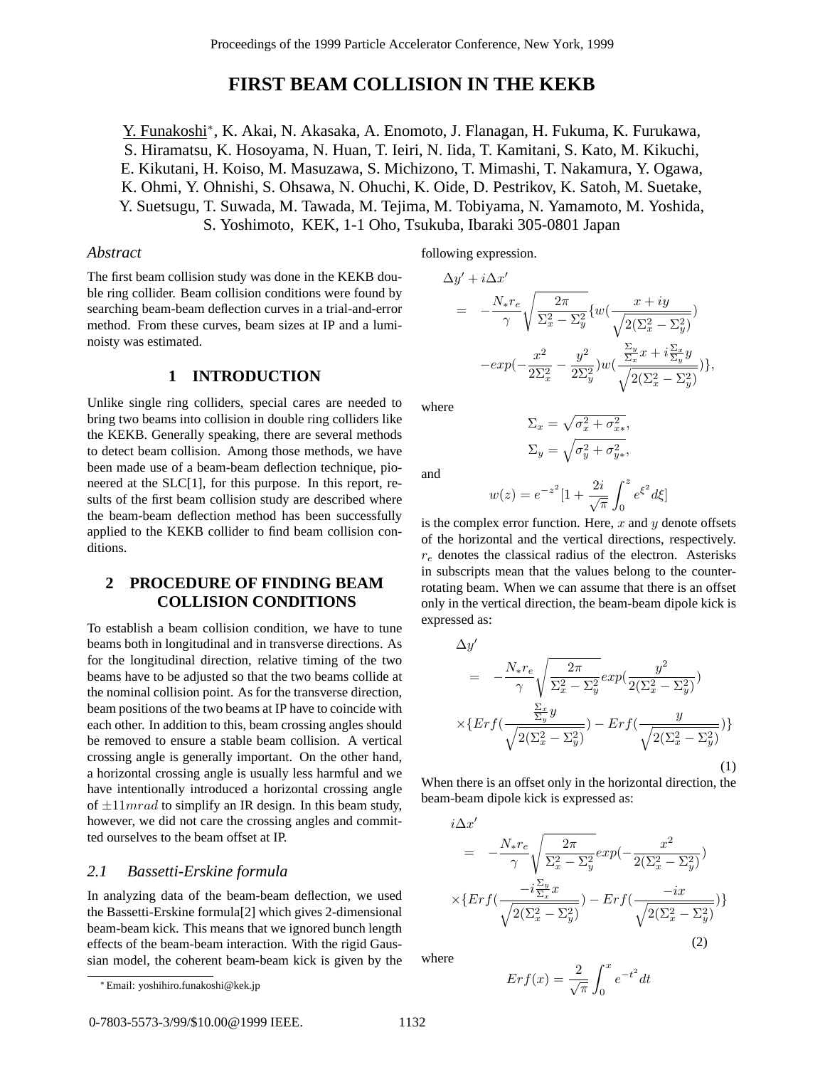# FIRST BEAM COLLISION IN THE KEKB

Y. Funakoshi*, K. Akai, N. Akasaka, A. Enomoto, J. Flanagan, H. Fukuma, K. Furukawa, S. Hiramatsu, K. Hosoyama, N. Huan, T. Ieiri, N. Iida, T. Kamitani, S. Kato, M. Kikuchi, E. Kikutani, H. Koiso, M. Masuzawa, S. Michizono, T. Mimashi, T. Nakamura, Y. Ogawa, K. Ohmi, Y. Ohnishi, S. Ohsawa, N. Ohuchi, K. Oide, D. Pestrikov, K. Satoh, M. Suetake, Y. Suetsugu, T. Suwada, M. Tawada, M. Tejima, M. Tobiyama, N. Yamamoto, M. Yoshida, S. Yoshimoto, KEK, 1-1 Oho, Tsukuba, Ibaraki 305-0801 Japan

*Abstract*

The first beam collision study was done in the KEKB double ring collider. Beam collision conditions were found by searching beam-beam deflection curves in a trial-and-error method. From these curves, beam sizes at IP and a luminoisty was estimated.

## 1 INTRODUCTION

Unlike single ring colliders, special cares are needed to bring two beams into collision in double ring colliders like the KEKB. Generally speaking, there are several methods to detect beam collision. Among those methods, we have been made use of a beam-beam deflection technique, pioneered at the SLC[1], for this purpose. In this report, results of the first beam collision study are described where the beam-beam deflection method has been successfully applied to the KEKB collider to find beam collision conditions.

## 2 PROCEDURE OF FINDING BEAM COLLISION CONDITIONS

To establish a beam collision condition, we have to tune beams both in longitudinal and in transverse directions. As for the longitudinal direction, relative timing of the two beams have to be adjusted so that the two beams collide at the nominal collision point. As for the transverse direction, beam positions of the two beams at IP have to coincide with each other. In addition to this, beam crossing angles should be removed to ensure a stable beam collision. A vertical crossing angle is generally important. On the other hand, a horizontal crossing angle is usually less harmful and we have intentionally introduced a horizontal crossing angle of $\pm 11 mrad$ to simplify an IR design. In this beam study, however, we did not care the crossing angles and committed ourselves to the beam offset at IP.

### 2.1 Bassetti-Erskine formula

In analyzing data of the beam-beam deflection, we used the Bassetti-Erskine formula[2] which gives 2-dimensional beam-beam kick. This means that we ignored bunch length effects of the beam-beam interaction. With the rigid Gaussian model, the coherent beam-beam kick is given by the following expression.

$$
\begin{aligned}
\Delta y' + i\Delta x' &= -\frac{N_* r_e}{\gamma}\sqrt{\frac{2\pi}{\Sigma_x^2 - \Sigma_y^2}}\{w(\frac{x+iy}{\sqrt{2(\Sigma_x^2 - \Sigma_y^2)}}) \\
&\quad - exp(-\frac{x^2}{2\Sigma_x^2} - \frac{y^2}{2\Sigma_y^2}) w(\frac{\frac{\Sigma_y}{\Sigma_x}x + i\frac{\Sigma_x}{\Sigma_y}y}{\sqrt{2(\Sigma_x^2 - \Sigma_y^2)}})\},
\end{aligned}
$$

where

$$
\Sigma_x = \sqrt{\sigma_x^2 + \sigma_{x*}^2},
$$

$$
\Sigma_y = \sqrt{\sigma_y^2 + \sigma_{y*}^2},
$$

and

$$
w(z) = e^{-z^2}[1 + \frac{2i}{\sqrt{\pi}}\int_0^z e^{\xi^2} d\xi]
$$

is the complex error function. Here, $x$ and $y$ denote offsets of the horizontal and the vertical directions, respectively. $r_e$ denotes the classical radius of the electron. Asterisks in subscripts mean that the values belong to the counter-rotating beam. When we can assume that there is an offset only in the vertical direction, the beam-beam dipole kick is expressed as:

$$
\begin{aligned}
&\Delta y' \\
&= -\frac{N_* r_e}{\gamma}\sqrt{\frac{2\pi}{\Sigma_x^2 - \Sigma_y^2}} exp(\frac{y^2}{2(\Sigma_x^2 - \Sigma_y^2)}) \\
&\times \{Erf(\frac{\frac{\Sigma_x}{\Sigma_y}y}{\sqrt{2(\Sigma_x^2 - \Sigma_y^2)}}) - Erf(\frac{y}{\sqrt{2(\Sigma_x^2 - \Sigma_y^2)}})\}
\end{aligned}
\tag{1}
$$

When there is an offset only in the horizontal direction, the beam-beam dipole kick is expressed as:

$$
\begin{aligned}
&i\Delta x' \\
&= -\frac{N_* r_e}{\gamma}\sqrt{\frac{2\pi}{\Sigma_x^2 - \Sigma_y^2}} exp(-\frac{x^2}{2(\Sigma_x^2 - \Sigma_y^2)}) \\
&\times \{Erf(\frac{-i\frac{\Sigma_y}{\Sigma_x}x}{\sqrt{2(\Sigma_x^2 - \Sigma_y^2)}}) - Erf(\frac{-ix}{\sqrt{2(\Sigma_x^2 - \Sigma_y^2)}})\}
\end{aligned}
\tag{2}
$$

where

$$
Erf(x) = \frac{2}{\sqrt{\pi}}\int_0^x e^{-t^2} dt
$$

* Email: yoshihiro.funakoshi@kek.jp

0-7803-5573-3/99/$10.00@1999 IEEE.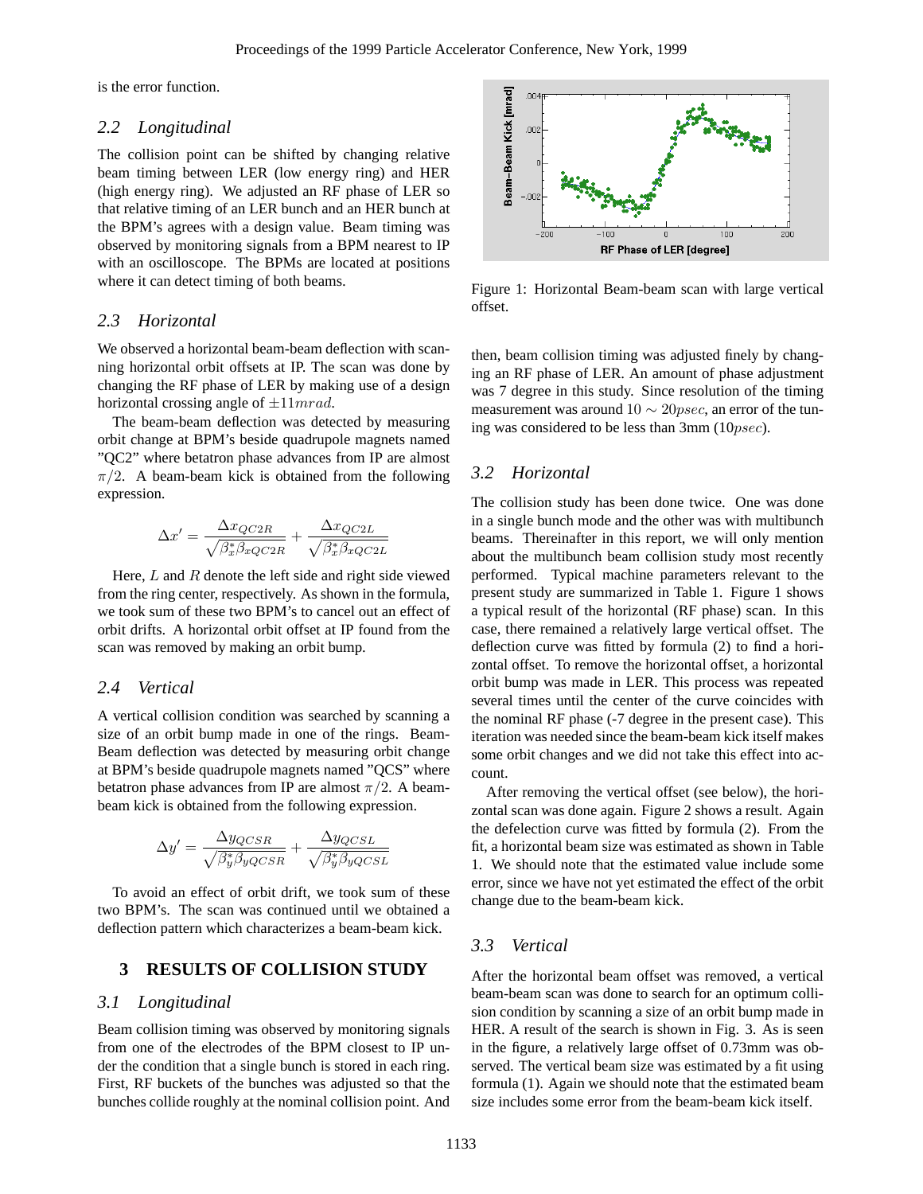is the error function.

### 2.2 Longitudinal

The collision point can be shifted by changing relative beam timing between LER (low energy ring) and HER (high energy ring). We adjusted an RF phase of LER so that relative timing of an LER bunch and an HER bunch at the BPM's agrees with a design value. Beam timing was observed by monitoring signals from a BPM nearest to IP with an oscilloscope. The BPMs are located at positions where it can detect timing of both beams.

### 2.3 Horizontal

We observed a horizontal beam-beam deflection with scanning horizontal orbit offsets at IP. The scan was done by changing the RF phase of LER by making use of a design horizontal crossing angle of $\pm 11 mrad$.

The beam-beam deflection was detected by measuring orbit change at BPM's beside quadrupole magnets named "QC2" where betatron phase advances from IP are almost $\pi/2$. A beam-beam kick is obtained from the following expression.

$$\Delta x' = \frac{\Delta x_{QC2R}}{\sqrt{\beta_x^* \beta_{xQC2R}}} + \frac{\Delta x_{QC2L}}{\sqrt{\beta_x^* \beta_{xQC2L}}}$$

Here, $L$ and $R$ denote the left side and right side viewed from the ring center, respectively. As shown in the formula, we took sum of these two BPM's to cancel out an effect of orbit drifts. A horizontal orbit offset at IP found from the scan was removed by making an orbit bump.

### 2.4 Vertical

A vertical collision condition was searched by scanning a size of an orbit bump made in one of the rings. Beam-Beam deflection was detected by measuring orbit change at BPM's beside quadrupole magnets named "QCS" where betatron phase advances from IP are almost $\pi/2$. A beam-beam kick is obtained from the following expression.

$$\Delta y' = \frac{\Delta y_{QCSR}}{\sqrt{\beta_y^* \beta_{yQCSR}}} + \frac{\Delta y_{QCSL}}{\sqrt{\beta_y^* \beta_{yQCSL}}}$$

To avoid an effect of orbit drift, we took sum of these two BPM's. The scan was continued until we obtained a deflection pattern which characterizes a beam-beam kick.

## 3 RESULTS OF COLLISION STUDY

### 3.1 Longitudinal

Beam collision timing was observed by monitoring signals from one of the electrodes of the BPM closest to IP under the condition that a single bunch is stored in each ring. First, RF buckets of the bunches was adjusted so that the bunches collide roughly at the nominal collision point. And then, beam collision timing was adjusted finely by changing an RF phase of LER. An amount of phase adjustment was 7 degree in this study. Since resolution of the timing measurement was around $10 \sim 20 psec$, an error of the tuning was considered to be less than 3mm ($10 psec$).

Figure 1: Horizontal Beam-beam scan with large vertical offset.

### 3.2 Horizontal

The collision study has been done twice. One was done in a single bunch mode and the other was with multibunch beams. Thereinafter in this report, we will only mention about the multibunch beam collision study most recently performed. Typical machine parameters relevant to the present study are summarized in Table 1. Figure 1 shows a typical result of the horizontal (RF phase) scan. In this case, there remained a relatively large vertical offset. The deflection curve was fitted by formula (2) to find a horizontal offset. To remove the horizontal offset, a horizontal orbit bump was made in LER. This process was repeated several times until the center of the curve coincides with the nominal RF phase (-7 degree in the present case). This iteration was needed since the beam-beam kick itself makes some orbit changes and we did not take this effect into account.

After removing the vertical offset (see below), the horizontal scan was done again. Figure 2 shows a result. Again the defelection curve was fitted by formula (2). From the fit, a horizontal beam size was estimated as shown in Table 1. We should note that the estimated value include some error, since we have not yet estimated the effect of the orbit change due to the beam-beam kick.

### 3.3 Vertical

After the horizontal beam offset was removed, a vertical beam-beam scan was done to search for an optimum collision condition by scanning a size of an orbit bump made in HER. A result of the search is shown in Fig. 3. As is seen in the figure, a relatively large offset of 0.73mm was observed. The vertical beam size was estimated by a fit using formula (1). Again we should note that the estimated beam size includes some error from the beam-beam kick itself.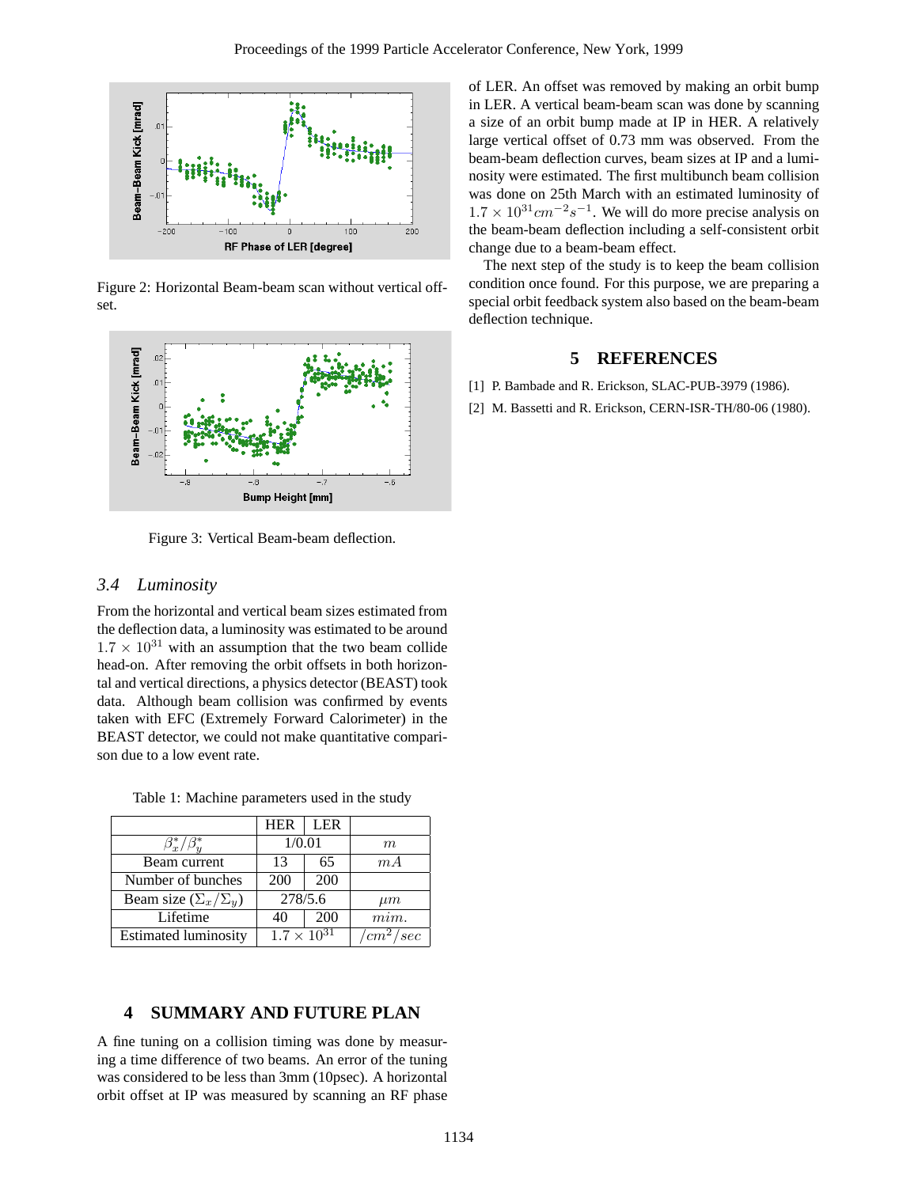Beam-Beam Kick [mrad]

.01

0

−.01

−200 −100 0 100 200

RF Phase of LER [degree]

Figure 2: Horizontal Beam-beam scan without vertical offset.

Beam-Beam Kick [mrad]

.02

.01

0

−.01

−.02

−.9 −.8 −.7 −.6

Bump Height [mm]

Figure 3: Vertical Beam-beam deflection.

### 3.4 Luminosity

From the horizontal and vertical beam sizes estimated from the deflection data, a luminosity was estimated to be around $1.7 \times 10^{31}$ with an assumption that the two beam collide head-on. After removing the orbit offsets in both horizontal and vertical directions, a physics detector (BEAST) took data. Although beam collision was confirmed by events taken with EFC (Extremely Forward Calorimeter) in the BEAST detector, we could not make quantitative comparison due to a low event rate.

Table 1: Machine parameters used in the study

| | HER | LER | |
|---|---|---|---|
| $\beta_x^*/\beta_y^*$ | 1/0.01 | | $m$ |
| Beam current | 13 | 65 | $mA$ |
| Number of bunches | 200 | 200 | |
| Beam size ($\Sigma_x/\Sigma_y$) | 278/5.6 | | $\mu m$ |
| Lifetime | 40 | 200 | $mim.$ |
| Estimated luminosity | $1.7 \times 10^{31}$ | | $/cm^2/sec$ |

## 4 SUMMARY AND FUTURE PLAN

A fine tuning on a collision timing was done by measuring a time difference of two beams. An error of the tuning was considered to be less than 3mm (10psec). A horizontal orbit offset at IP was measured by scanning an RF phase of LER. An offset was removed by making an orbit bump in LER. A vertical beam-beam scan was done by scanning a size of an orbit bump made at IP in HER. A relatively large vertical offset of 0.73 mm was observed. From the beam-beam deflection curves, beam sizes at IP and a luminosity were estimated. The first multibunch beam collision was done on 25th March with an estimated luminosity of $1.7 \times 10^{31} cm^{-2}s^{-1}$. We will do more precise analysis on the beam-beam deflection including a self-consistent orbit change due to a beam-beam effect.

The next step of the study is to keep the beam collision condition once found. For this purpose, we are preparing a special orbit feedback system also based on the beam-beam deflection technique.

## 5 REFERENCES

[1] P. Bambade and R. Erickson, SLAC-PUB-3979 (1986).

[2] M. Bassetti and R. Erickson, CERN-ISR-TH/80-06 (1980).